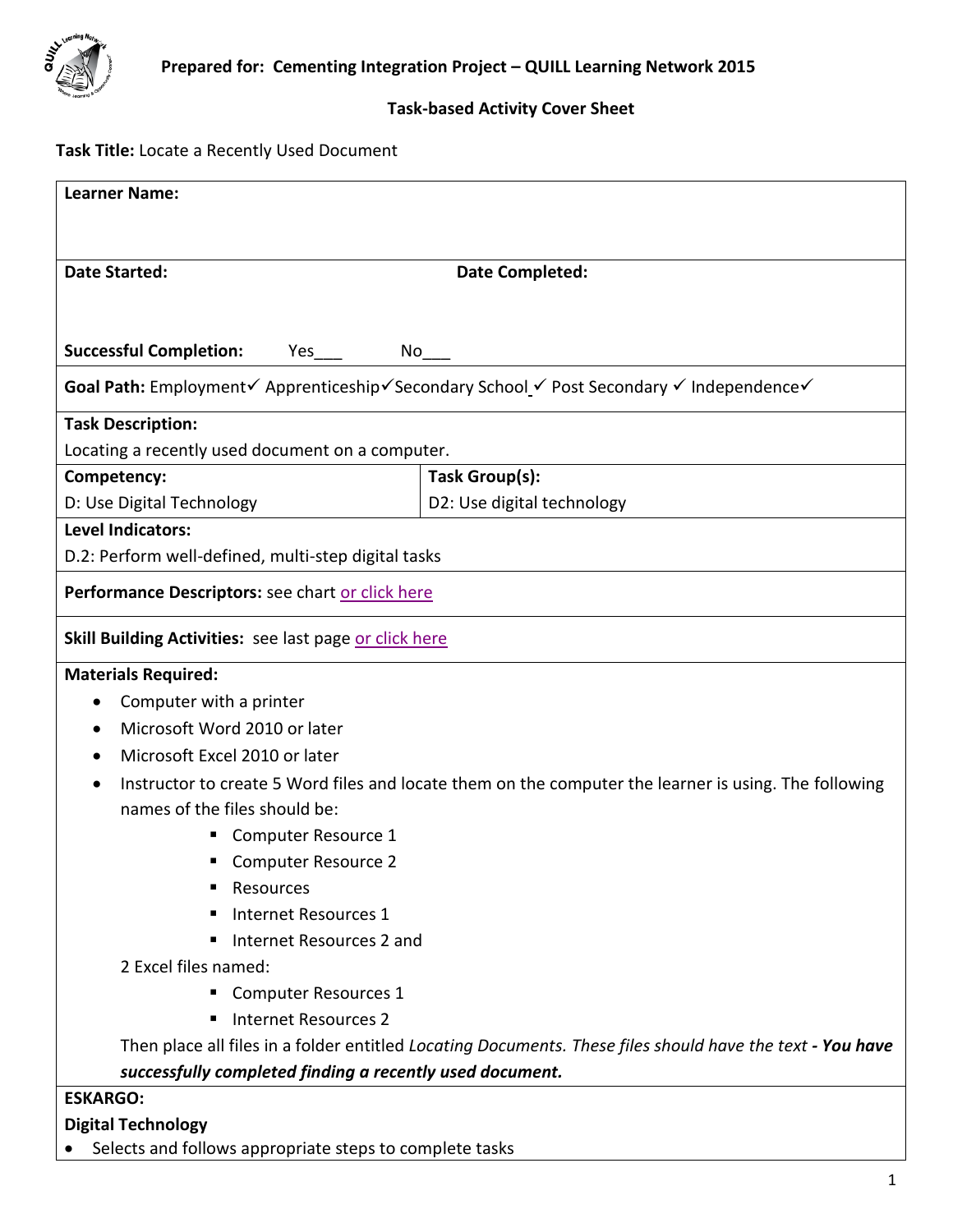**Prepared for: Cementing Integration Project – QUILL Learning Network 2015**

**Task-based Activity Cover Sheet**

**Task Title:** Locate a Recently Used Document

**Learner Name:**

**Date Started:** **Date Completed:**

**Successful Completion:** Yes___ No___

**Goal Path:** Employment✓ Apprenticeship✓Secondary School ✓ Post Secondary ✓ Independence✓

**Task Description:**

Locating a recently used document on a computer.

| **Competency:** | **Task Group(s):** |
| --- | --- |
| D: Use Digital Technology | D2: Use digital technology |

**Level Indicators:**

D.2: Perform well-defined, multi-step digital tasks

**Performance Descriptors:** see chart or click here

**Skill Building Activities:** see last page or click here

**Materials Required:**

- Computer with a printer
- Microsoft Word 2010 or later
- Microsoft Excel 2010 or later
- Instructor to create 5 Word files and locate them on the computer the learner is using. The following names of the files should be:
  - Computer Resource 1
  - Computer Resource 2
  - Resources
  - Internet Resources 1
  - Internet Resources 2 and

  2 Excel files named:
  - Computer Resources 1
  - Internet Resources 2

  Then place all files in a folder entitled *Locating Documents. These files should have the text **- You have successfully completed finding a recently used document.***

**ESKARGO:**

**Digital Technology**

- Selects and follows appropriate steps to complete tasks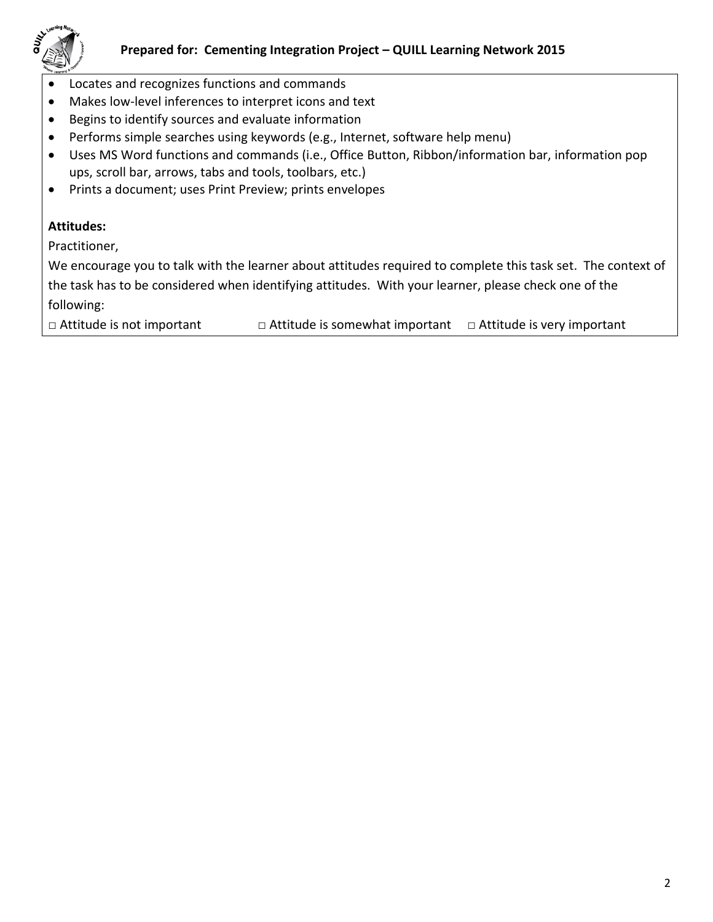- Locates and recognizes functions and commands
- Makes low-level inferences to interpret icons and text
- Begins to identify sources and evaluate information
- Performs simple searches using keywords (e.g., Internet, software help menu)
- Uses MS Word functions and commands (i.e., Office Button, Ribbon/information bar, information pop ups, scroll bar, arrows, tabs and tools, toolbars, etc.)
- Prints a document; uses Print Preview; prints envelopes

**Attitudes:**

Practitioner,

We encourage you to talk with the learner about attitudes required to complete this task set. The context of the task has to be considered when identifying attitudes. With your learner, please check one of the following:

□ Attitude is not important     □ Attitude is somewhat important     □ Attitude is very important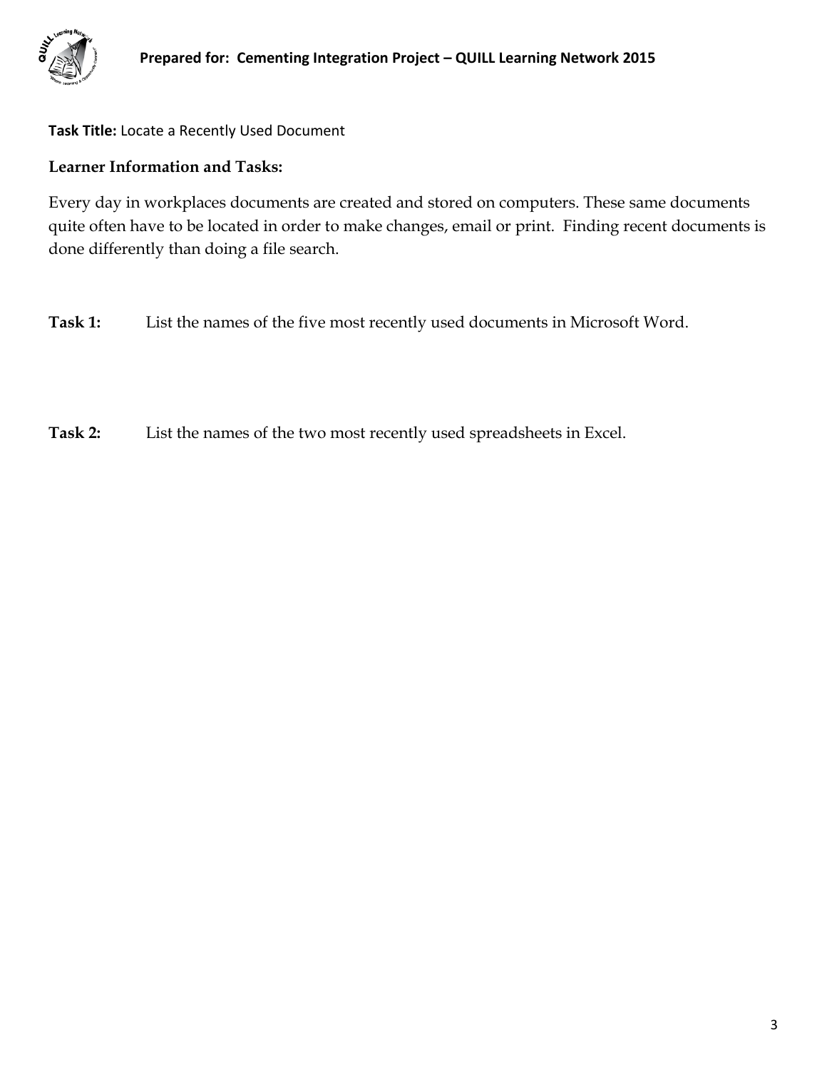**Task Title:** Locate a Recently Used Document

**Learner Information and Tasks:**

Every day in workplaces documents are created and stored on computers. These same documents quite often have to be located in order to make changes, email or print. Finding recent documents is done differently than doing a file search.

**Task 1:** List the names of the five most recently used documents in Microsoft Word.

**Task 2:** List the names of the two most recently used spreadsheets in Excel.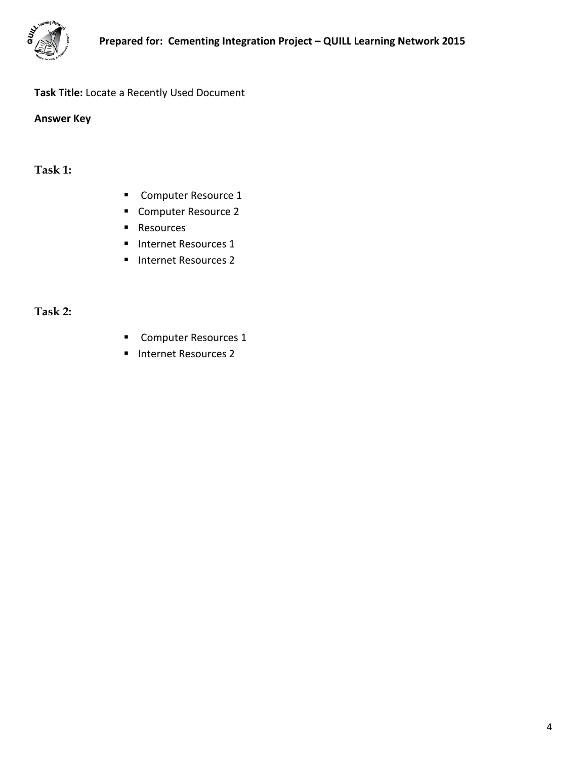**Task Title:** Locate a Recently Used Document

**Answer Key**

**Task 1:**

- Computer Resource 1
- Computer Resource 2
- Resources
- Internet Resources 1
- Internet Resources 2

**Task 2:**

- Computer Resources 1
- Internet Resources 2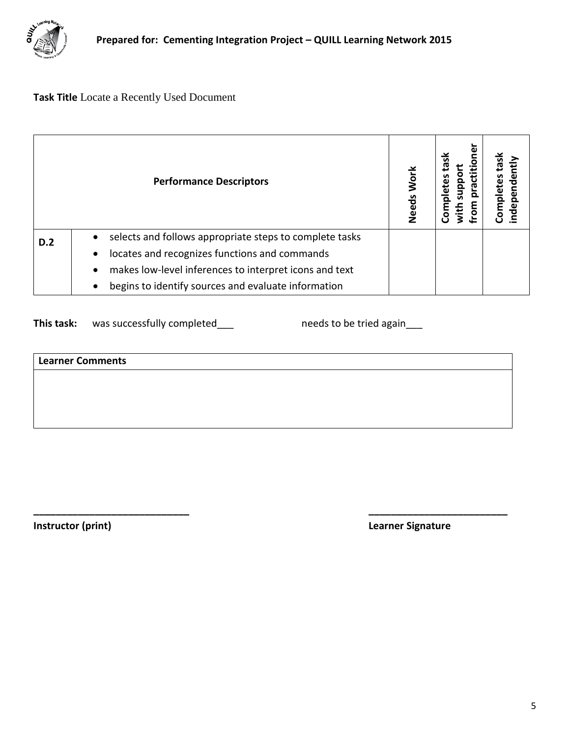**Prepared for: Cementing Integration Project – QUILL Learning Network 2015**

**Task Title** Locate a Recently Used Document

| | Performance Descriptors | Needs Work | Completes task with support from practitioner | Completes task independently |
|---|---|---|---|---|
| **D.2** | • selects and follows appropriate steps to complete tasks<br>• locates and recognizes functions and commands<br>• makes low-level inferences to interpret icons and text<br>• begins to identify sources and evaluate information | | | |

**This task:** was successfully completed___ needs to be tried again___

| Learner Comments |
|---|
| |

_____________________________ **Instructor (print)**

__________________________ **Learner Signature**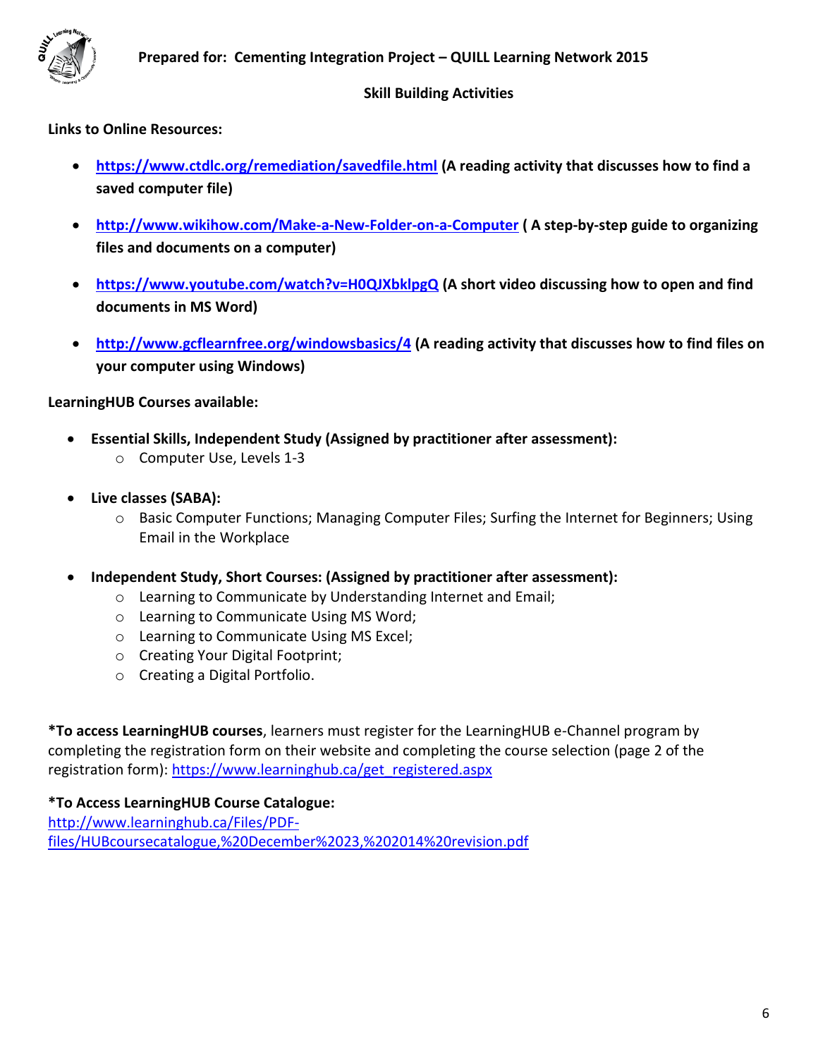Prepared for: Cementing Integration Project – QUILL Learning Network 2015

**Skill Building Activities**

**Links to Online Resources:**

- **https://www.ctdlc.org/remediation/savedfile.html (A reading activity that discusses how to find a saved computer file)**
- **http://www.wikihow.com/Make-a-New-Folder-on-a-Computer ( A step-by-step guide to organizing files and documents on a computer)**
- **https://www.youtube.com/watch?v=H0QJXbklpgQ (A short video discussing how to open and find documents in MS Word)**
- **http://www.gcflearnfree.org/windowsbasics/4 (A reading activity that discusses how to find files on your computer using Windows)**

**LearningHUB Courses available:**

- **Essential Skills, Independent Study (Assigned by practitioner after assessment):**
  - Computer Use, Levels 1-3
- **Live classes (SABA):**
  - Basic Computer Functions; Managing Computer Files; Surfing the Internet for Beginners; Using Email in the Workplace
- **Independent Study, Short Courses: (Assigned by practitioner after assessment):**
  - Learning to Communicate by Understanding Internet and Email;
  - Learning to Communicate Using MS Word;
  - Learning to Communicate Using MS Excel;
  - Creating Your Digital Footprint;
  - Creating a Digital Portfolio.

**\*To access LearningHUB courses**, learners must register for the LearningHUB e-Channel program by completing the registration form on their website and completing the course selection (page 2 of the registration form): https://www.learninghub.ca/get_registered.aspx

**\*To Access LearningHUB Course Catalogue:**
http://www.learninghub.ca/Files/PDF-files/HUBcoursecatalogue,%20December%2023,%202014%20revision.pdf